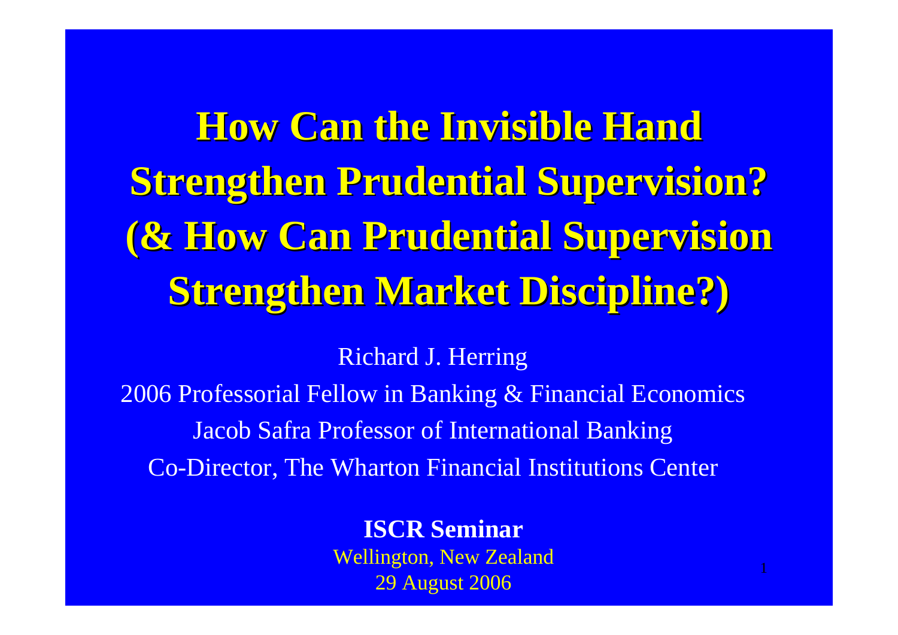# How Can the Invisible Hand Strengthen Prudential Supervision? (& How Can Prudential Supervision Strengthen Market Discipline?)

Richard J. Herring

2006 Professorial Fellow in Banking & Financial Economics

Jacob Safra Professor of International Banking

Co-Director, The Wharton Financial Institutions Center

**ISCR Seminar**

Wellington, New Zealand

29 August 2006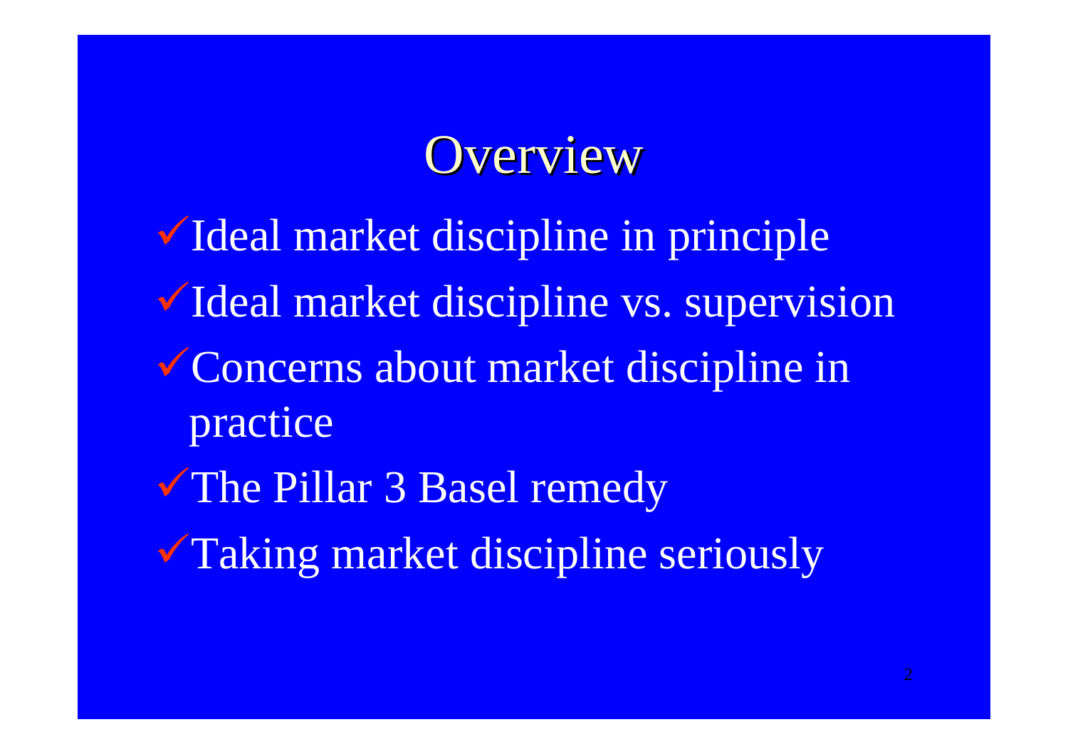# Overview

- Ideal market discipline in principle
- Ideal market discipline vs. supervision
- Concerns about market discipline in practice
- The Pillar 3 Basel remedy
- Taking market discipline seriously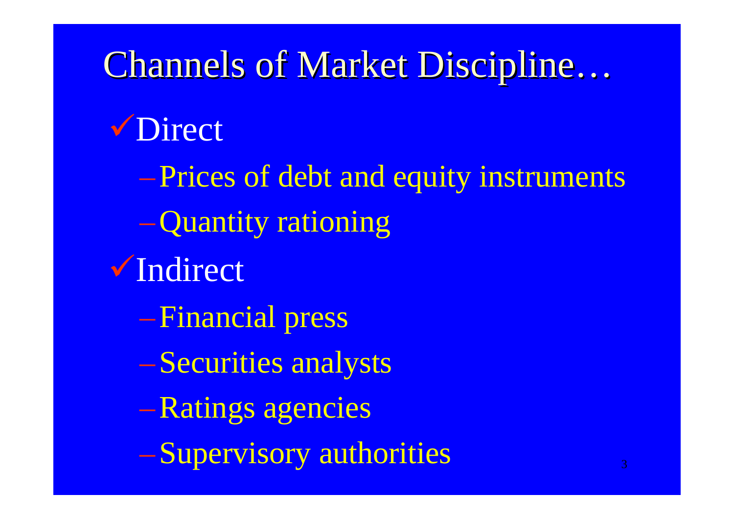# Channels of Market Discipline…

- Direct
  - Prices of debt and equity instruments
  - Quantity rationing
- Indirect
  - Financial press
  - Securities analysts
  - Ratings agencies
  - Supervisory authorities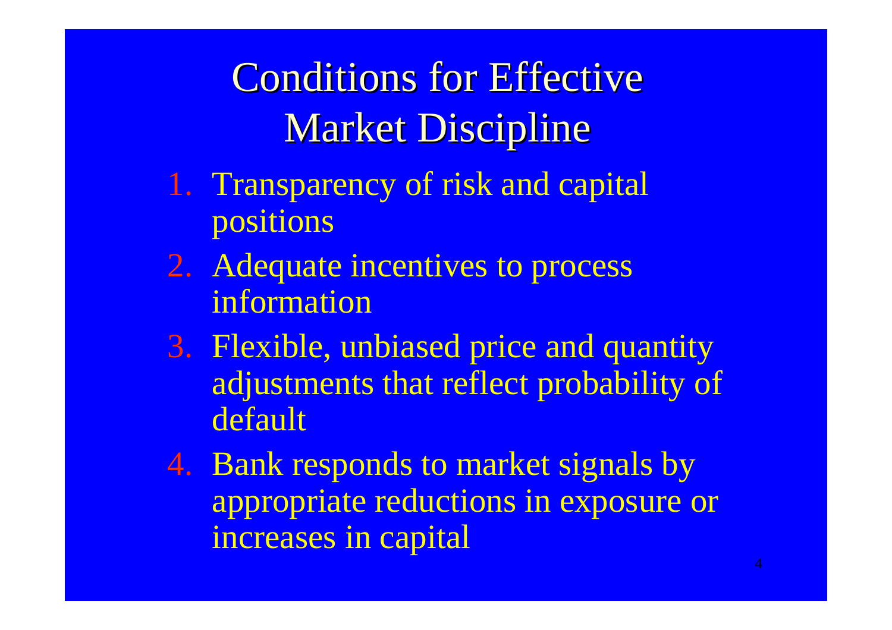# Conditions for Effective Market Discipline

1. Transparency of risk and capital positions
2. Adequate incentives to process information
3. Flexible, unbiased price and quantity adjustments that reflect probability of default
4. Bank responds to market signals by appropriate reductions in exposure or increases in capital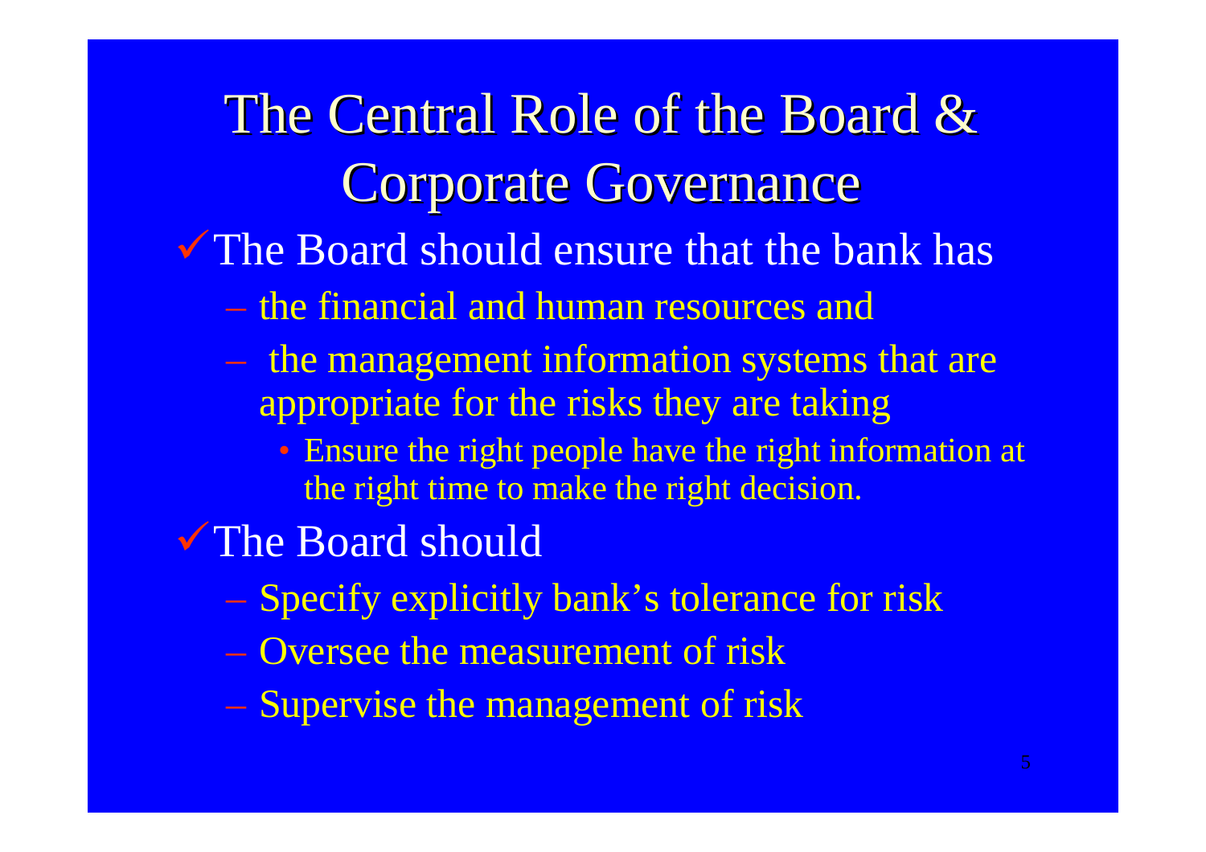# The Central Role of the Board & Corporate Governance

- ✓ The Board should ensure that the bank has
  - the financial and human resources and
  - the management information systems that are appropriate for the risks they are taking
    - Ensure the right people have the right information at the right time to make the right decision.
- ✓ The Board should
  - Specify explicitly bank's tolerance for risk
  - Oversee the measurement of risk
  - Supervise the management of risk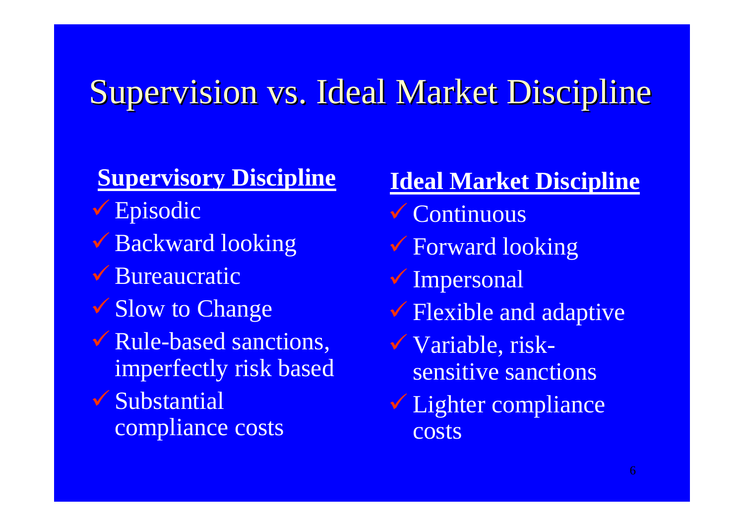# Supervision vs. Ideal Market Discipline

## Supervisory Discipline

- ✓ Episodic
- ✓ Backward looking
- ✓ Bureaucratic
- ✓ Slow to Change
- ✓ Rule-based sanctions, imperfectly risk based
- ✓ Substantial compliance costs

## Ideal Market Discipline

- ✓ Continuous
- ✓ Forward looking
- ✓ Impersonal
- ✓ Flexible and adaptive
- ✓ Variable, risk-sensitive sanctions
- ✓ Lighter compliance costs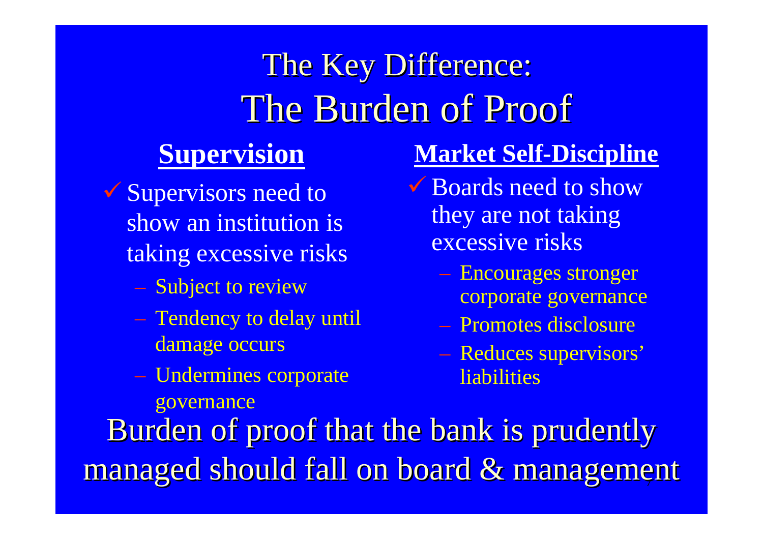# The Key Difference: The Burden of Proof

## Supervision

- Supervisors need to show an institution is taking excessive risks
  - Subject to review
  - Tendency to delay until damage occurs
  - Undermines corporate governance

## Market Self-Discipline

- Boards need to show they are not taking excessive risks
  - Encourages stronger corporate governance
  - Promotes disclosure
  - Reduces supervisors' liabilities

Burden of proof that the bank is prudently managed should fall on board & management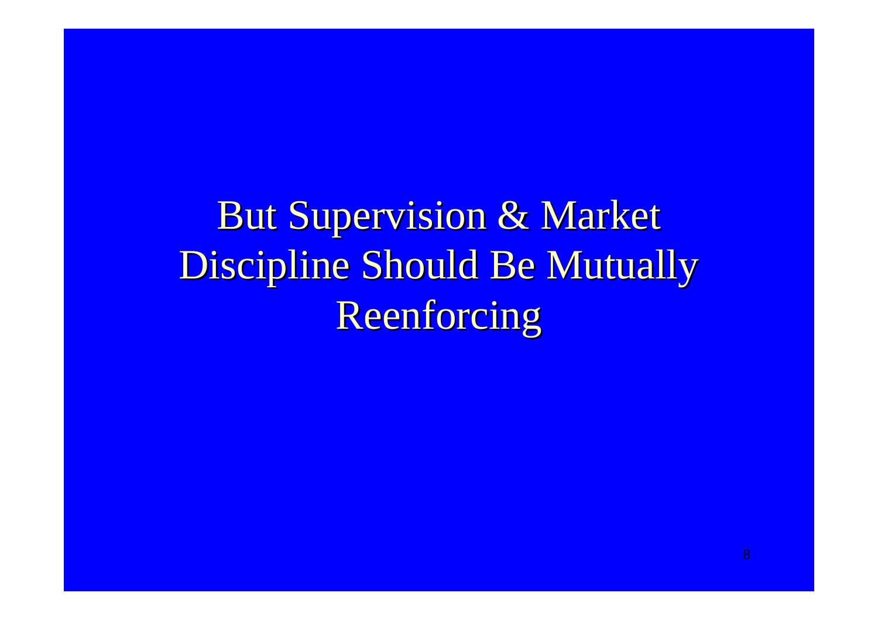# But Supervision & Market Discipline Should Be Mutually Reenforcing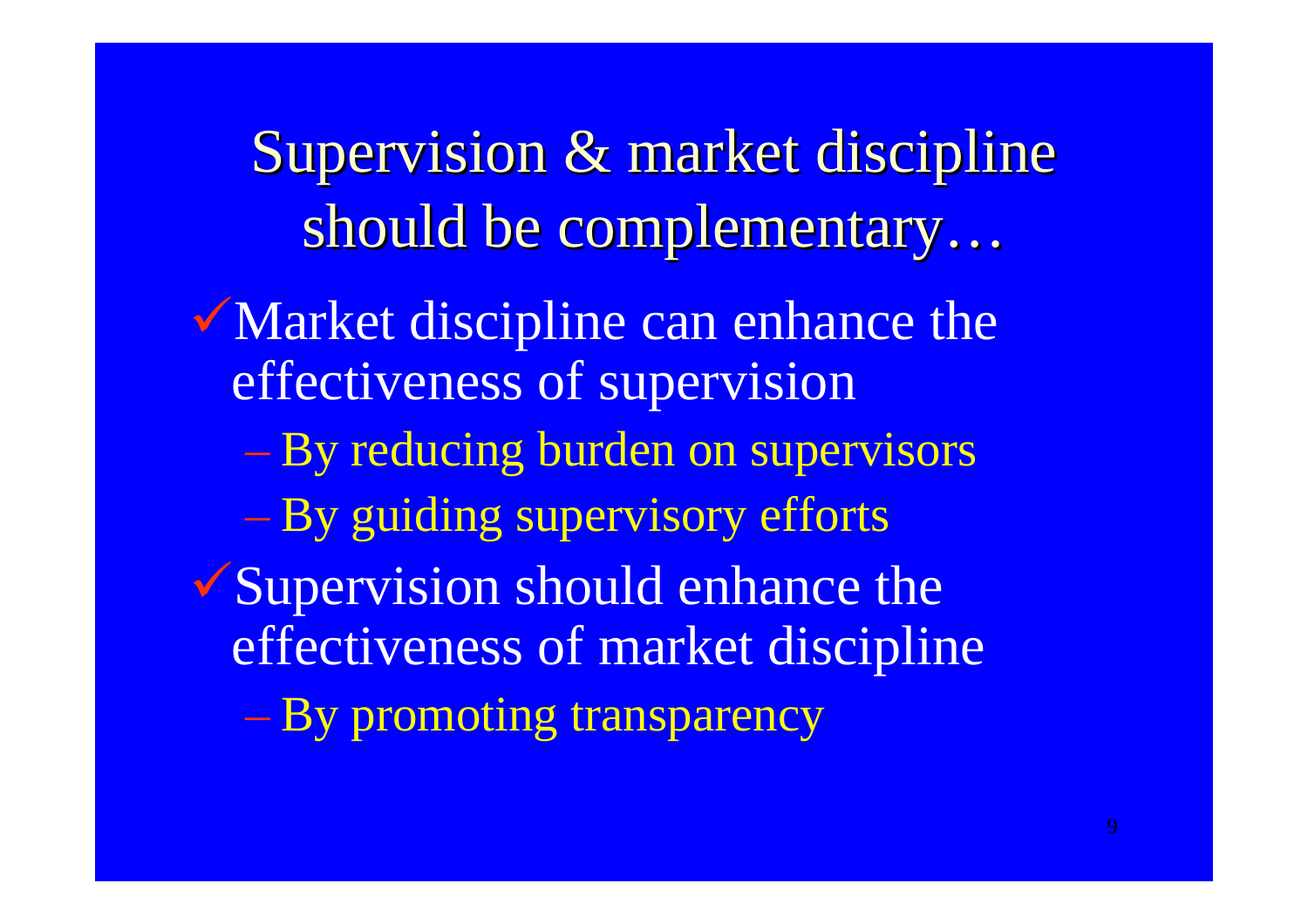# Supervision & market discipline should be complementary…

- ✓ Market discipline can enhance the effectiveness of supervision
  - By reducing burden on supervisors
  - By guiding supervisory efforts
- ✓ Supervision should enhance the effectiveness of market discipline
  - By promoting transparency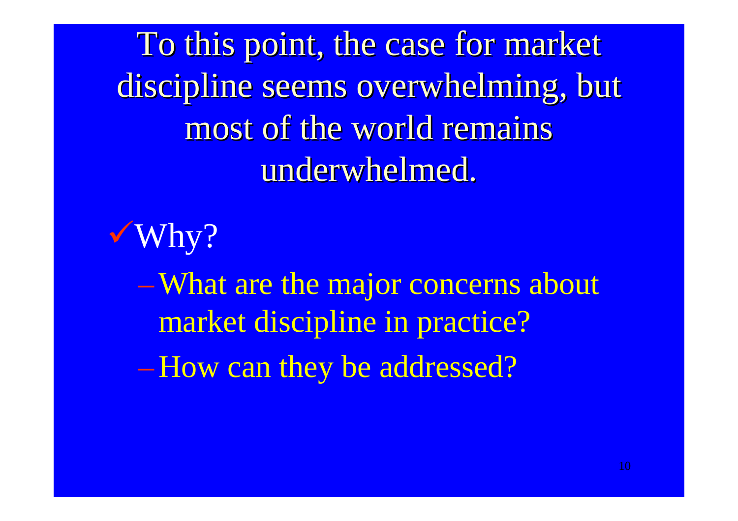# To this point, the case for market discipline seems overwhelming, but most of the world remains underwhelmed.

- Why?
  - What are the major concerns about market discipline in practice?
  - How can they be addressed?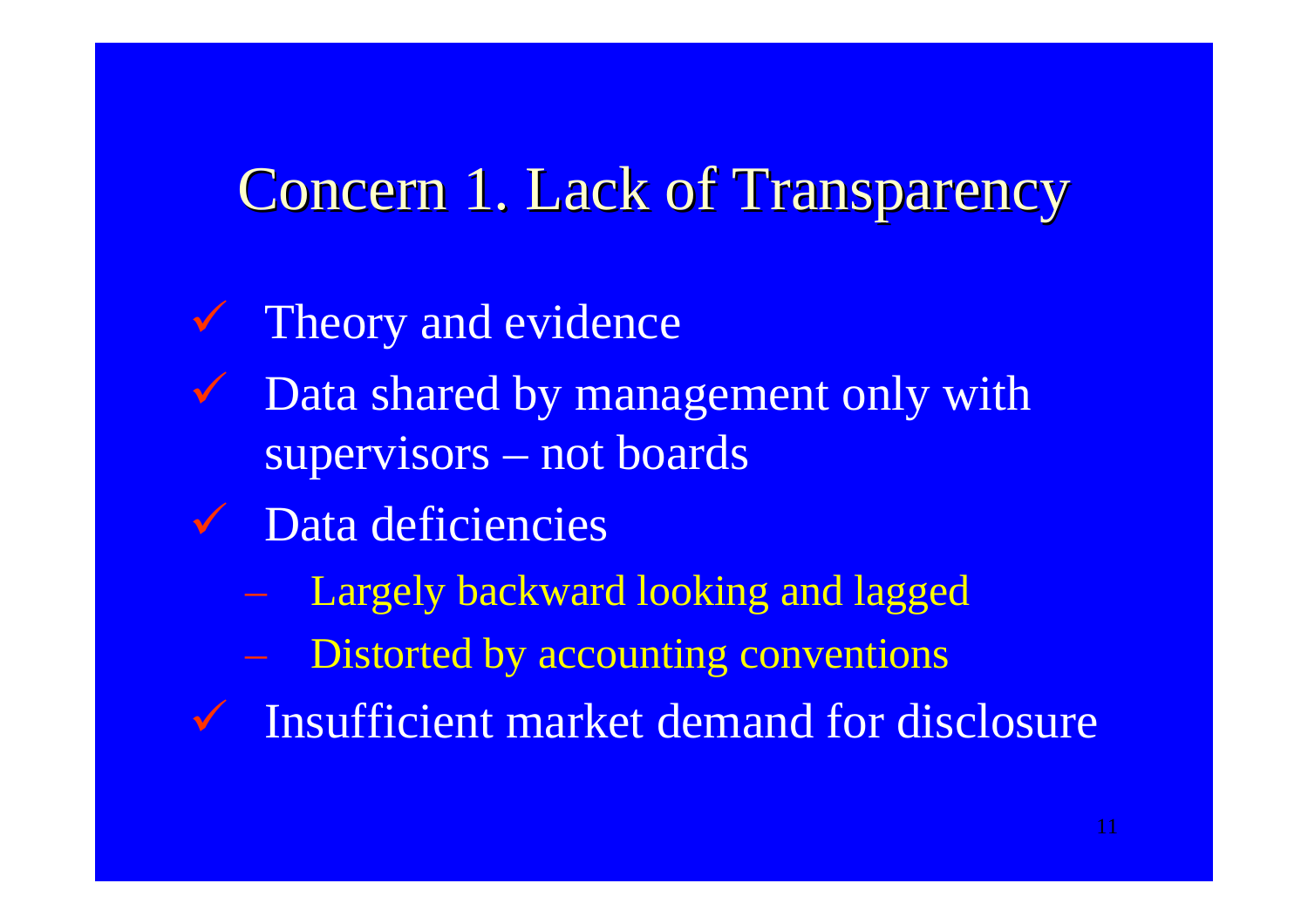# Concern 1. Lack of Transparency

- Theory and evidence
- Data shared by management only with supervisors – not boards
- Data deficiencies
  - Largely backward looking and lagged
  - Distorted by accounting conventions
- Insufficient market demand for disclosure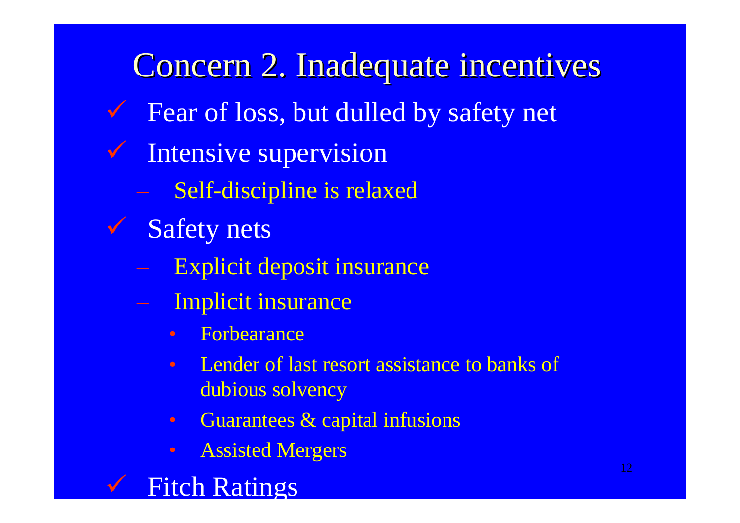# Concern 2. Inadequate incentives

- Fear of loss, but dulled by safety net
- Intensive supervision
  - Self-discipline is relaxed
- Safety nets
  - Explicit deposit insurance
  - Implicit insurance
    - Forbearance
    - Lender of last resort assistance to banks of dubious solvency
    - Guarantees & capital infusions
    - Assisted Mergers
- Fitch Ratings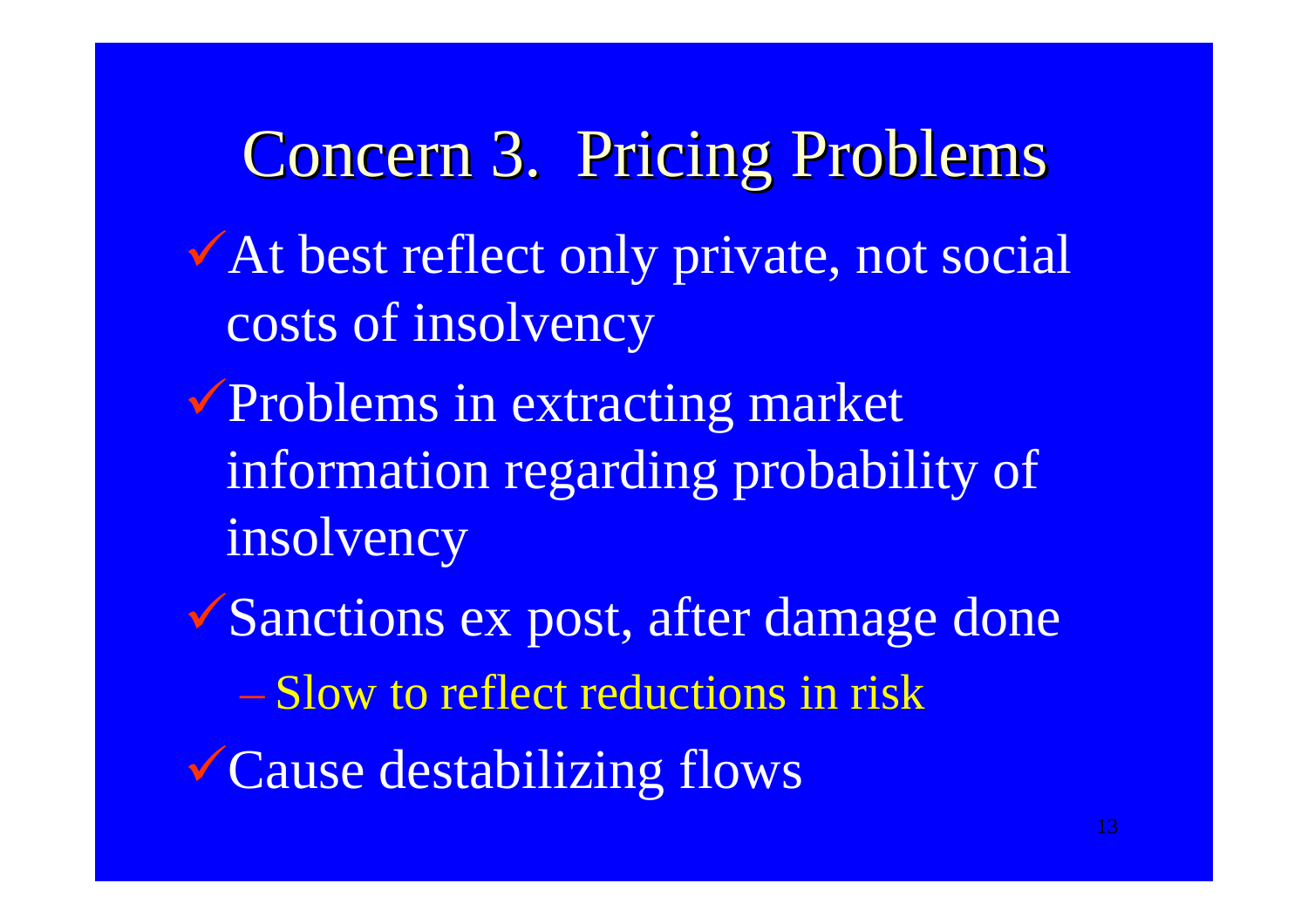# Concern 3. Pricing Problems

- At best reflect only private, not social costs of insolvency
- Problems in extracting market information regarding probability of insolvency
- Sanctions ex post, after damage done
  - Slow to reflect reductions in risk
- Cause destabilizing flows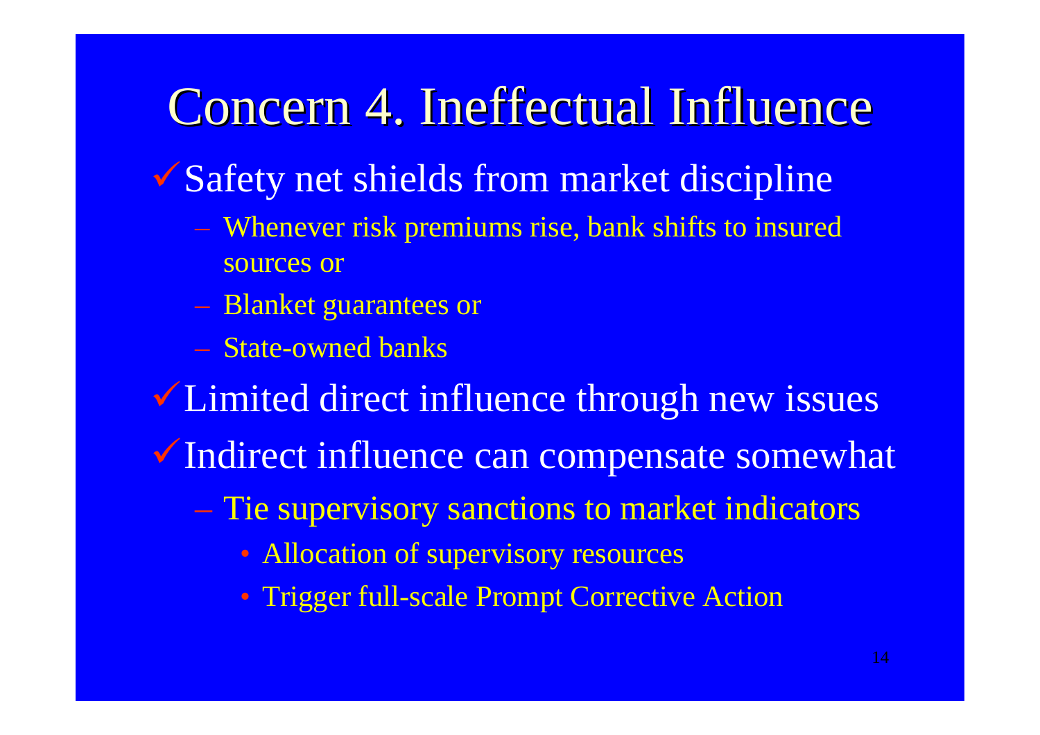# Concern 4. Ineffectual Influence

- Safety net shields from market discipline
  - Whenever risk premiums rise, bank shifts to insured sources or
  - Blanket guarantees or
  - State-owned banks
- Limited direct influence through new issues
- Indirect influence can compensate somewhat
  - Tie supervisory sanctions to market indicators
    - Allocation of supervisory resources
    - Trigger full-scale Prompt Corrective Action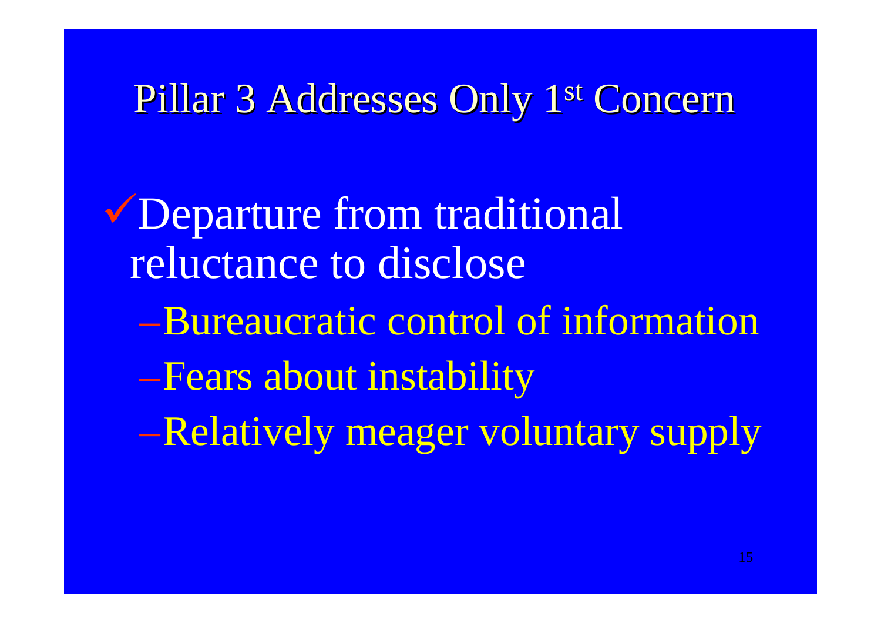# Pillar 3 Addresses Only 1st Concern

- Departure from traditional reluctance to disclose
  - Bureaucratic control of information
  - Fears about instability
  - Relatively meager voluntary supply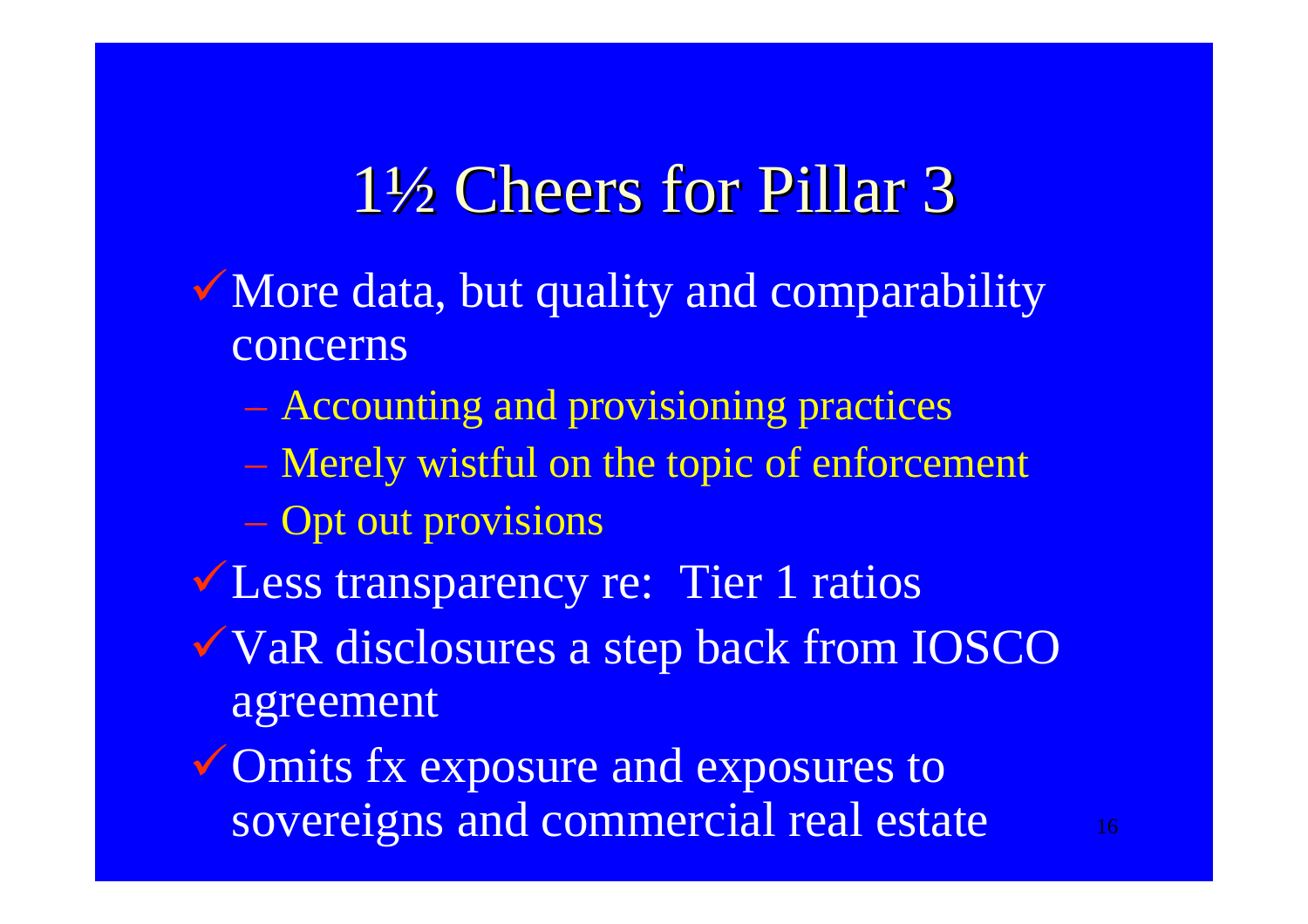# 1½ Cheers for Pillar 3

- More data, but quality and comparability concerns
  - Accounting and provisioning practices
  - Merely wistful on the topic of enforcement
  - Opt out provisions
- Less transparency re: Tier 1 ratios
- VaR disclosures a step back from IOSCO agreement
- Omits fx exposure and exposures to sovereigns and commercial real estate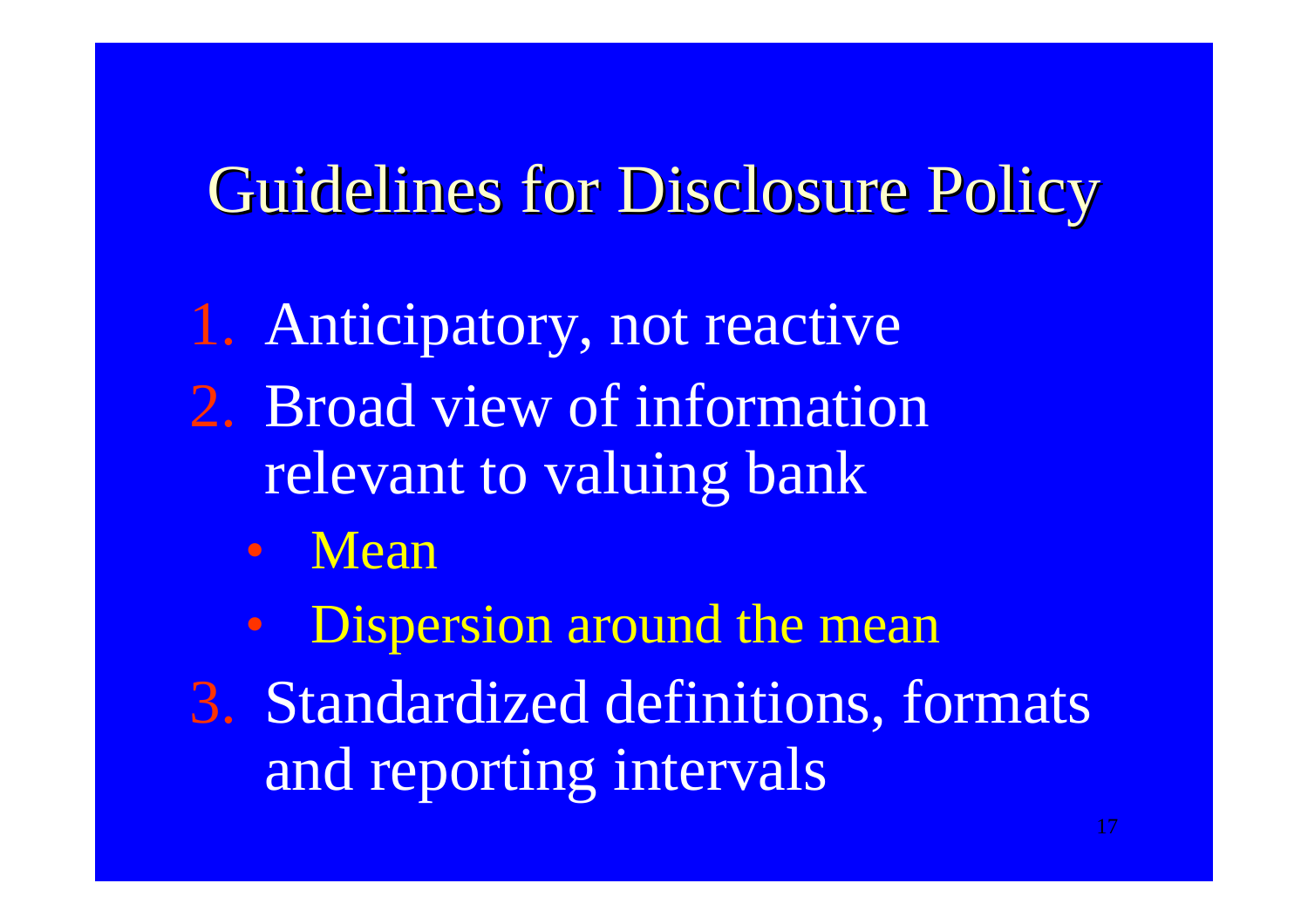# Guidelines for Disclosure Policy

1. Anticipatory, not reactive
2. Broad view of information relevant to valuing bank
   - Mean
   - Dispersion around the mean
3. Standardized definitions, formats and reporting intervals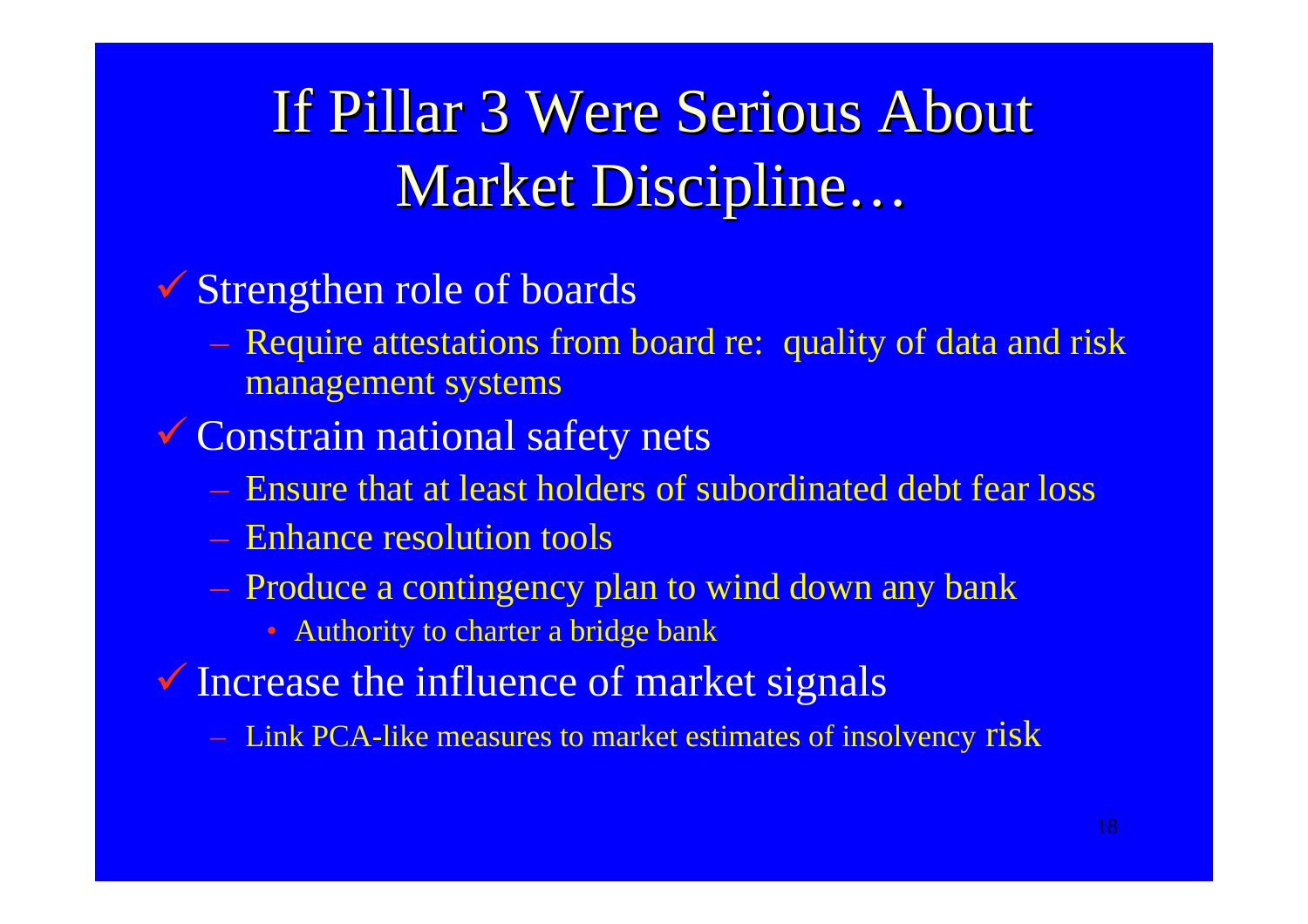# If Pillar 3 Were Serious About Market Discipline…

- ✓ Strengthen role of boards
  - Require attestations from board re: quality of data and risk management systems
- ✓ Constrain national safety nets
  - Ensure that at least holders of subordinated debt fear loss
  - Enhance resolution tools
  - Produce a contingency plan to wind down any bank
    - Authority to charter a bridge bank
- ✓ Increase the influence of market signals
  - Link PCA-like measures to market estimates of insolvency risk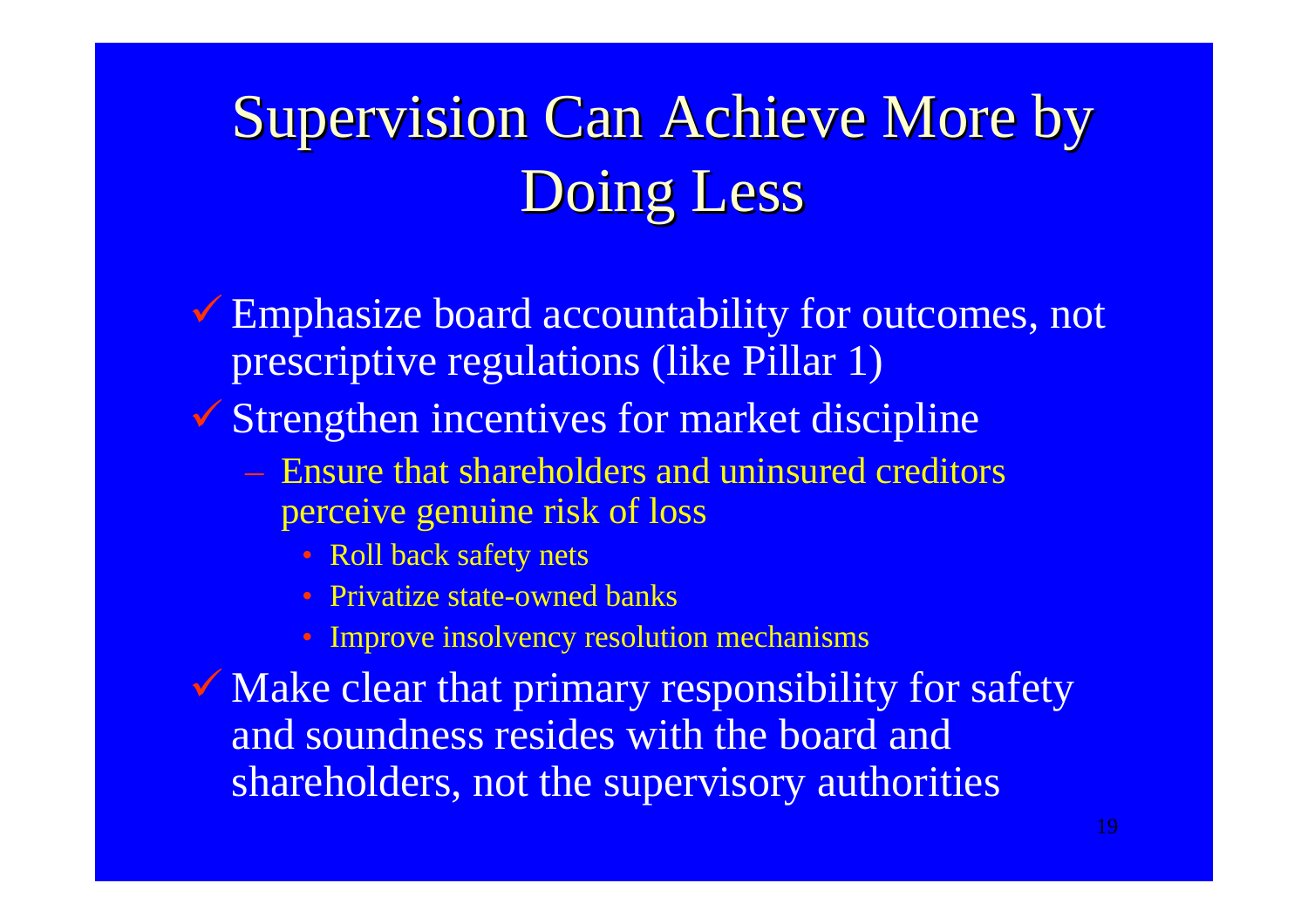# Supervision Can Achieve More by Doing Less

- Emphasize board accountability for outcomes, not prescriptive regulations (like Pillar 1)
- Strengthen incentives for market discipline
  - Ensure that shareholders and uninsured creditors perceive genuine risk of loss
    - Roll back safety nets
    - Privatize state-owned banks
    - Improve insolvency resolution mechanisms
- Make clear that primary responsibility for safety and soundness resides with the board and shareholders, not the supervisory authorities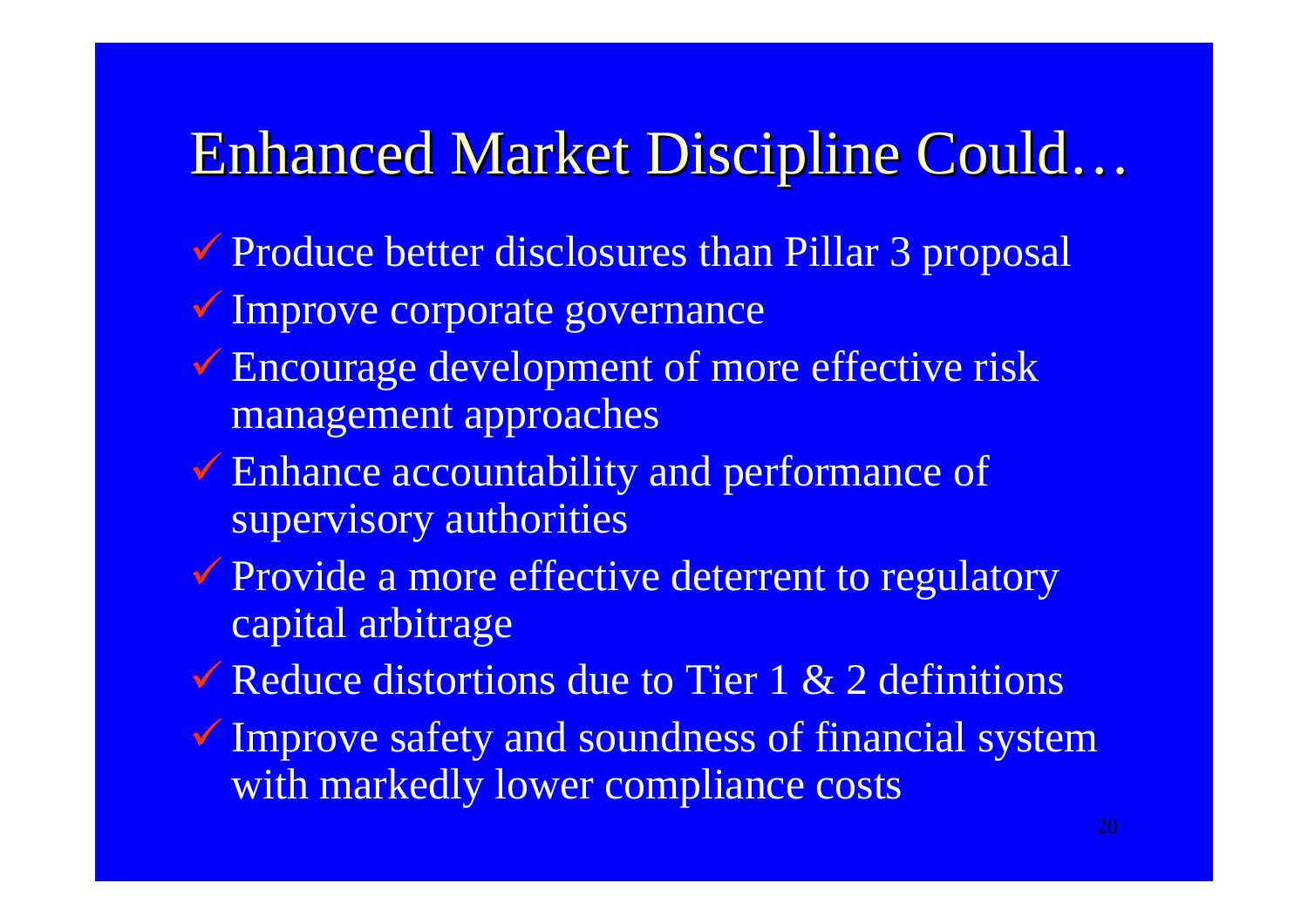# Enhanced Market Discipline Could…

- ✓ Produce better disclosures than Pillar 3 proposal
- ✓ Improve corporate governance
- ✓ Encourage development of more effective risk management approaches
- ✓ Enhance accountability and performance of supervisory authorities
- ✓ Provide a more effective deterrent to regulatory capital arbitrage
- ✓ Reduce distortions due to Tier 1 & 2 definitions
- ✓ Improve safety and soundness of financial system with markedly lower compliance costs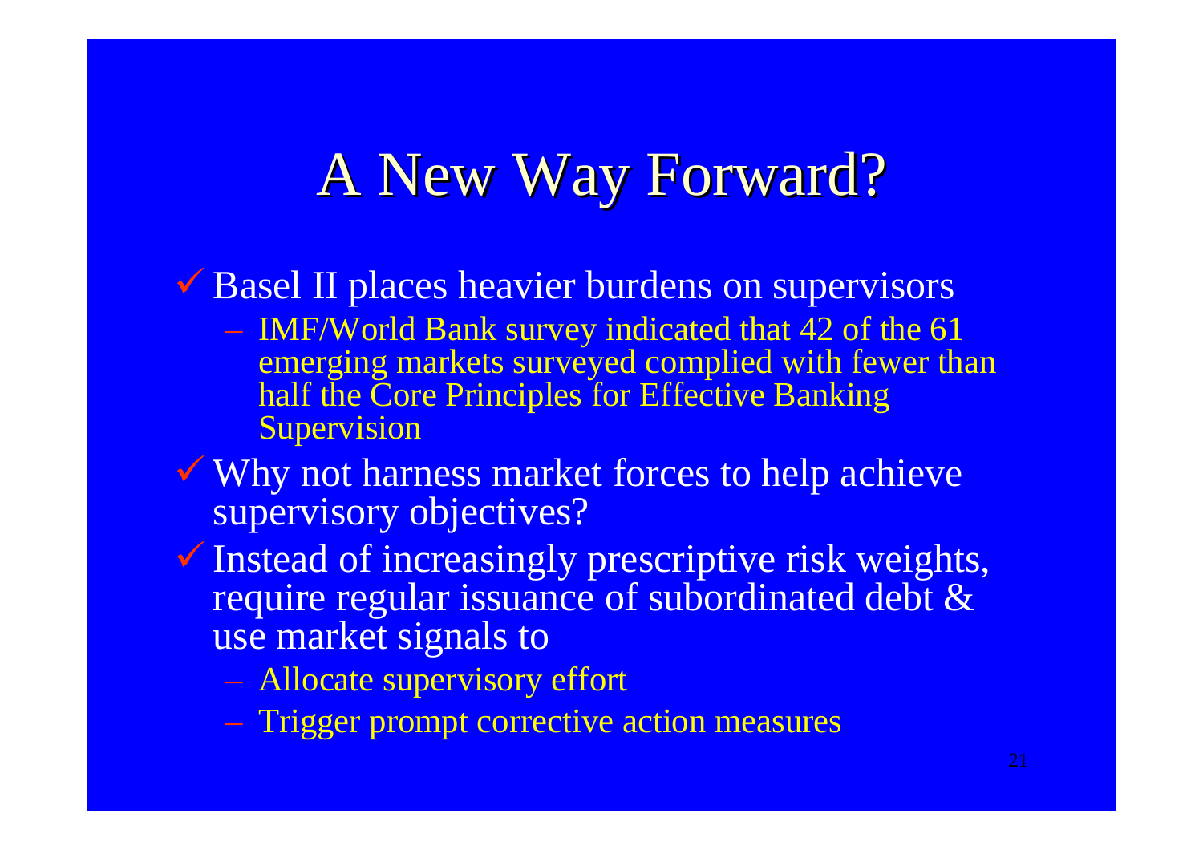# A New Way Forward?

- Basel II places heavier burdens on supervisors
  - IMF/World Bank survey indicated that 42 of the 61 emerging markets surveyed complied with fewer than half the Core Principles for Effective Banking Supervision
- Why not harness market forces to help achieve supervisory objectives?
- Instead of increasingly prescriptive risk weights, require regular issuance of subordinated debt & use market signals to
  - Allocate supervisory effort
  - Trigger prompt corrective action measures